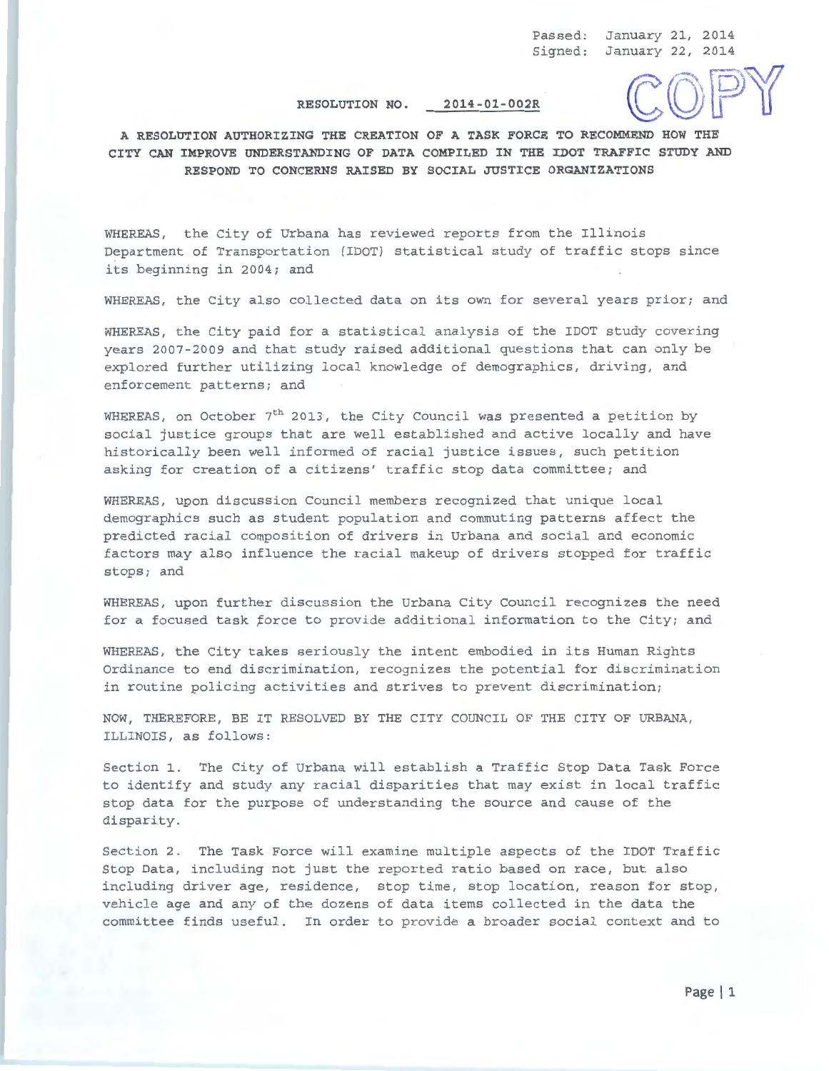Passed: January 21, 2014
Signed: January 22, 2014

COPY

**RESOLUTION NO. 2014-01-002R**

**A RESOLUTION AUTHORIZING THE CREATION OF A TASK FORCE TO RECOMMEND HOW THE CITY CAN IMPROVE UNDERSTANDING OF DATA COMPILED IN THE IDOT TRAFFIC STUDY AND RESPOND TO CONCERNS RAISED BY SOCIAL JUSTICE ORGANIZATIONS**

WHEREAS, the City of Urbana has reviewed reports from the Illinois Department of Transportation (IDOT) statistical study of traffic stops since its beginning in 2004; and

WHEREAS, the City also collected data on its own for several years prior; and

WHEREAS, the City paid for a statistical analysis of the IDOT study covering years 2007-2009 and that study raised additional questions that can only be explored further utilizing local knowledge of demographics, driving, and enforcement patterns; and

WHEREAS, on October 7th 2013, the City Council was presented a petition by social justice groups that are well established and active locally and have historically been well informed of racial justice issues, such petition asking for creation of a citizens' traffic stop data committee; and

WHEREAS, upon discussion Council members recognized that unique local demographics such as student population and commuting patterns affect the predicted racial composition of drivers in Urbana and social and economic factors may also influence the racial makeup of drivers stopped for traffic stops; and

WHEREAS, upon further discussion the Urbana City Council recognizes the need for a focused task force to provide additional information to the City; and

WHEREAS, the City takes seriously the intent embodied in its Human Rights Ordinance to end discrimination, recognizes the potential for discrimination in routine policing activities and strives to prevent discrimination;

NOW, THEREFORE, BE IT RESOLVED BY THE CITY COUNCIL OF THE CITY OF URBANA, ILLINOIS, as follows:

Section 1. The City of Urbana will establish a Traffic Stop Data Task Force to identify and study any racial disparities that may exist in local traffic stop data for the purpose of understanding the source and cause of the disparity.

Section 2. The Task Force will examine multiple aspects of the IDOT Traffic Stop Data, including not just the reported ratio based on race, but also including driver age, residence, stop time, stop location, reason for stop, vehicle age and any of the dozens of data items collected in the data the committee finds useful. In order to provide a broader social context and to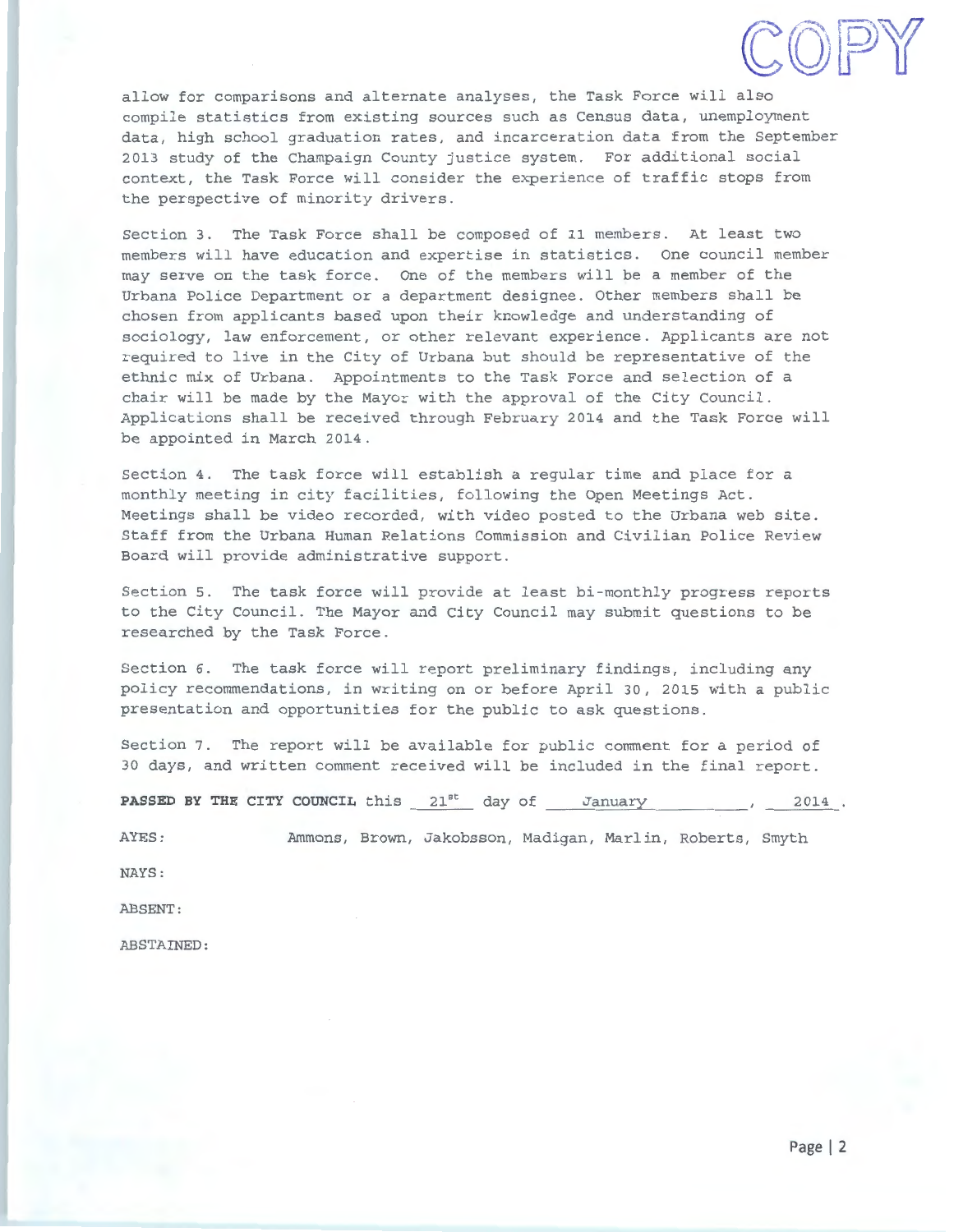allow for comparisons and alternate analyses, the Task Force will also compile statistics from existing sources such as Census data, unemployment data, high school graduation rates, and incarceration data from the September 2013 study of the Champaign County justice system. For additional social context, the Task Force will consider the experience of traffic stops from the perspective of minority drivers.

Section 3. The Task Force shall be composed of 11 members. At least two members will have education and expertise in statistics. One council member may serve on the task force. One of the members will be a member of the Urbana Police Department or a department designee. Other members shall be chosen from applicants based upon their knowledge and understanding of sociology, law enforcement, or other relevant experience. Applicants are not required to live in the City of Urbana but should be representative of the ethnic mix of Urbana. Appointments to the Task Force and selection of a chair will be made by the Mayor with the approval of the City Council. Applications shall be received through February 2014 and the Task Force will be appointed in March 2014.

Section 4. The task force will establish a regular time and place for a monthly meeting in city facilities, following the Open Meetings Act. Meetings shall be video recorded, with video posted to the Urbana web site. Staff from the Urbana Human Relations Commission and Civilian Police Review Board will provide administrative support.

Section 5. The task force will provide at least bi-monthly progress reports to the City Council. The Mayor and City Council may submit questions to be researched by the Task Force.

Section 6. The task force will report preliminary findings, including any policy recommendations, in writing on or before April 30, 2015 with a public presentation and opportunities for the public to ask questions.

Section 7. The report will be available for public comment for a period of 30 days, and written comment received will be included in the final report.

**PASSED BY THE CITY COUNCIL** this 21st day of January, 2014.

AYES: Ammons, Brown, Jakobsson, Madigan, Marlin, Roberts, Smyth

NAYS:

ABSENT:

ABSTAINED: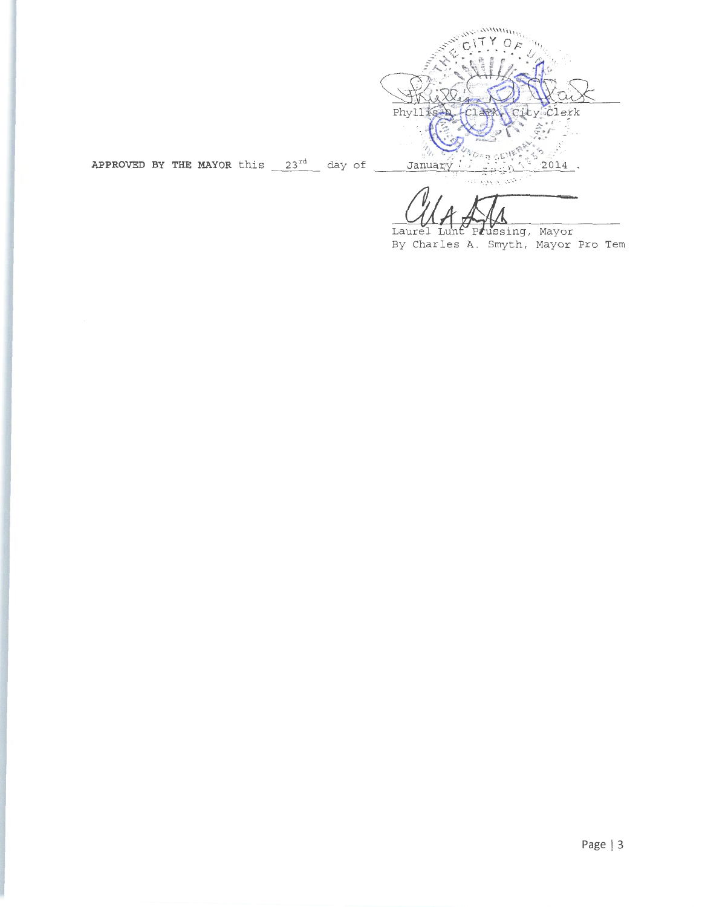Phyllis D. Clark, City Clerk

**APPROVED BY THE MAYOR** this 23rd day of January, 2014.

Laurel Lunt Prussing, Mayor
By Charles A. Smyth, Mayor Pro Tem